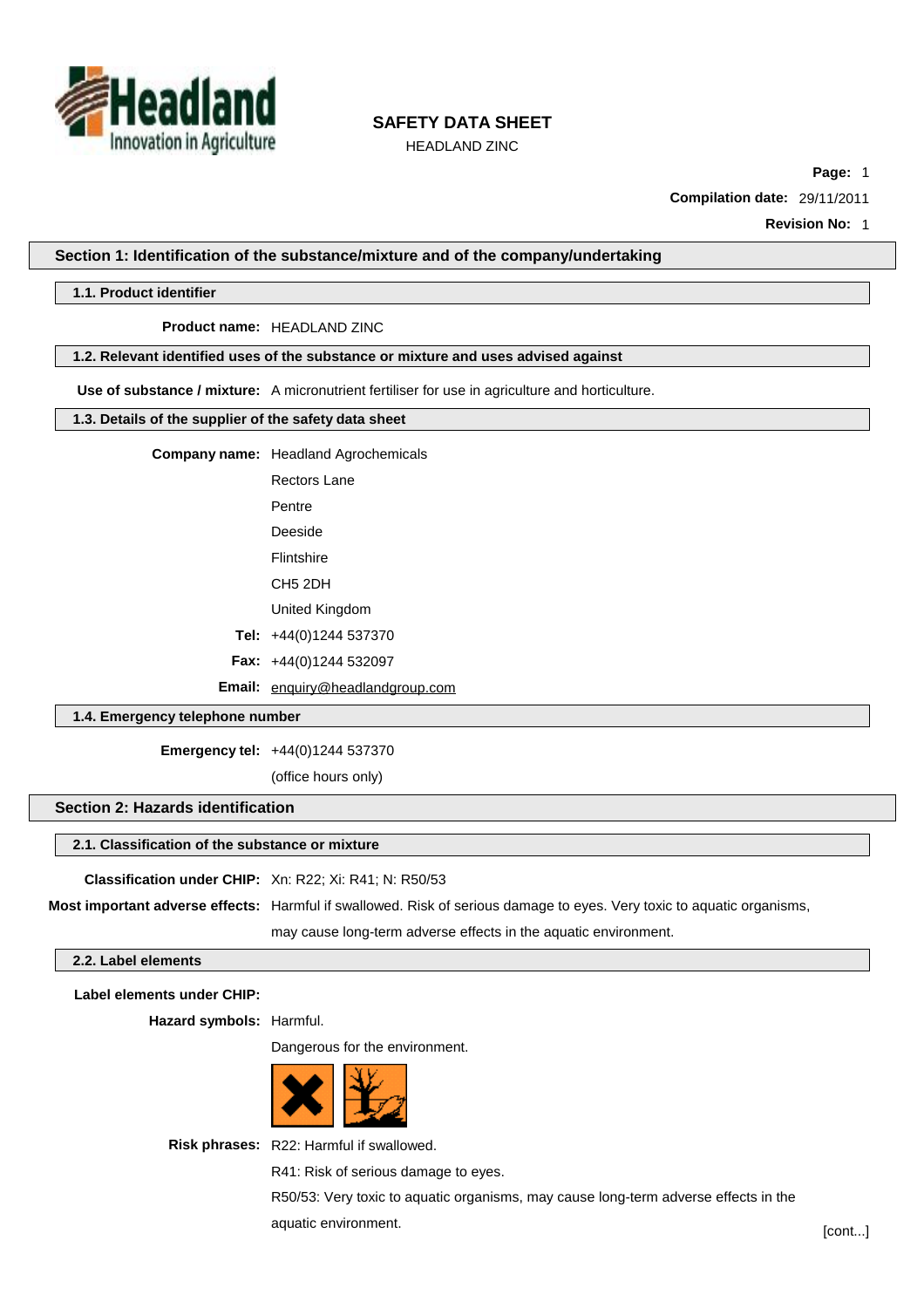# SAFETY DATA SHEET

HEADLAND ZINC

**Page:** 1

**Compilation date:** 29/11/2011

**Revision No:** 1

## Section 1: Identification of the substance/mixture and of the company/undertaking

### 1.1. Product identifier

**Product name:** HEADLAND ZINC

### 1.2. Relevant identified uses of the substance or mixture and uses advised against

**Use of substance / mixture:** A micronutrient fertiliser for use in agriculture and horticulture.

### 1.3. Details of the supplier of the safety data sheet

**Company name:** Headland Agrochemicals

Rectors Lane

Pentre

Deeside

Flintshire

CH5 2DH

United Kingdom

**Tel:** +44(0)1244 537370

**Fax:** +44(0)1244 532097

**Email:** enquiry@headlandgroup.com

### 1.4. Emergency telephone number

**Emergency tel:** +44(0)1244 537370

(office hours only)

## Section 2: Hazards identification

### 2.1. Classification of the substance or mixture

**Classification under CHIP:** Xn: R22; Xi: R41; N: R50/53

**Most important adverse effects:** Harmful if swallowed. Risk of serious damage to eyes. Very toxic to aquatic organisms, may cause long-term adverse effects in the aquatic environment.

### 2.2. Label elements

**Label elements under CHIP:**

**Hazard symbols:** Harmful.

Dangerous for the environment.

**Risk phrases:** R22: Harmful if swallowed.

R41: Risk of serious damage to eyes.

R50/53: Very toxic to aquatic organisms, may cause long-term adverse effects in the aquatic environment.

[cont...]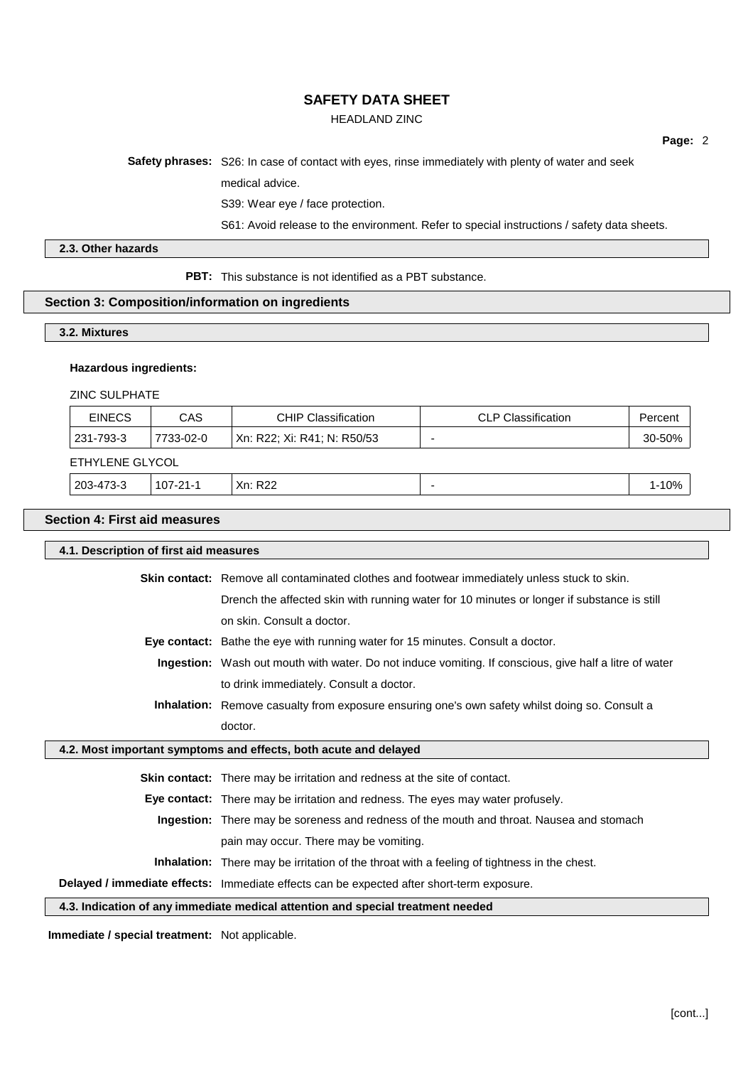**Safety phrases:** S26: In case of contact with eyes, rinse immediately with plenty of water and seek medical advice.

S39: Wear eye / face protection.

S61: Avoid release to the environment. Refer to special instructions / safety data sheets.

### 2.3. Other hazards

**PBT:** This substance is not identified as a PBT substance.

## Section 3: Composition/information on ingredients

### 3.2. Mixtures

**Hazardous ingredients:**

ZINC SULPHATE

| EINECS | CAS | CHIP Classification | CLP Classification | Percent |
|---|---|---|---|---|
| 231-793-3 | 7733-02-0 | Xn: R22; Xi: R41; N: R50/53 | - | 30-50% |

ETHYLENE GLYCOL

| EINECS | CAS | CHIP Classification | CLP Classification | Percent |
|---|---|---|---|---|
| 203-473-3 | 107-21-1 | Xn: R22 | - | 1-10% |

## Section 4: First aid measures

### 4.1. Description of first aid measures

**Skin contact:** Remove all contaminated clothes and footwear immediately unless stuck to skin. Drench the affected skin with running water for 10 minutes or longer if substance is still on skin. Consult a doctor.

**Eye contact:** Bathe the eye with running water for 15 minutes. Consult a doctor.

**Ingestion:** Wash out mouth with water. Do not induce vomiting. If conscious, give half a litre of water to drink immediately. Consult a doctor.

**Inhalation:** Remove casualty from exposure ensuring one's own safety whilst doing so. Consult a doctor.

### 4.2. Most important symptoms and effects, both acute and delayed

**Skin contact:** There may be irritation and redness at the site of contact.

**Eye contact:** There may be irritation and redness. The eyes may water profusely.

**Ingestion:** There may be soreness and redness of the mouth and throat. Nausea and stomach pain may occur. There may be vomiting.

**Inhalation:** There may be irritation of the throat with a feeling of tightness in the chest.

**Delayed / immediate effects:** Immediate effects can be expected after short-term exposure.

### 4.3. Indication of any immediate medical attention and special treatment needed

**Immediate / special treatment:** Not applicable.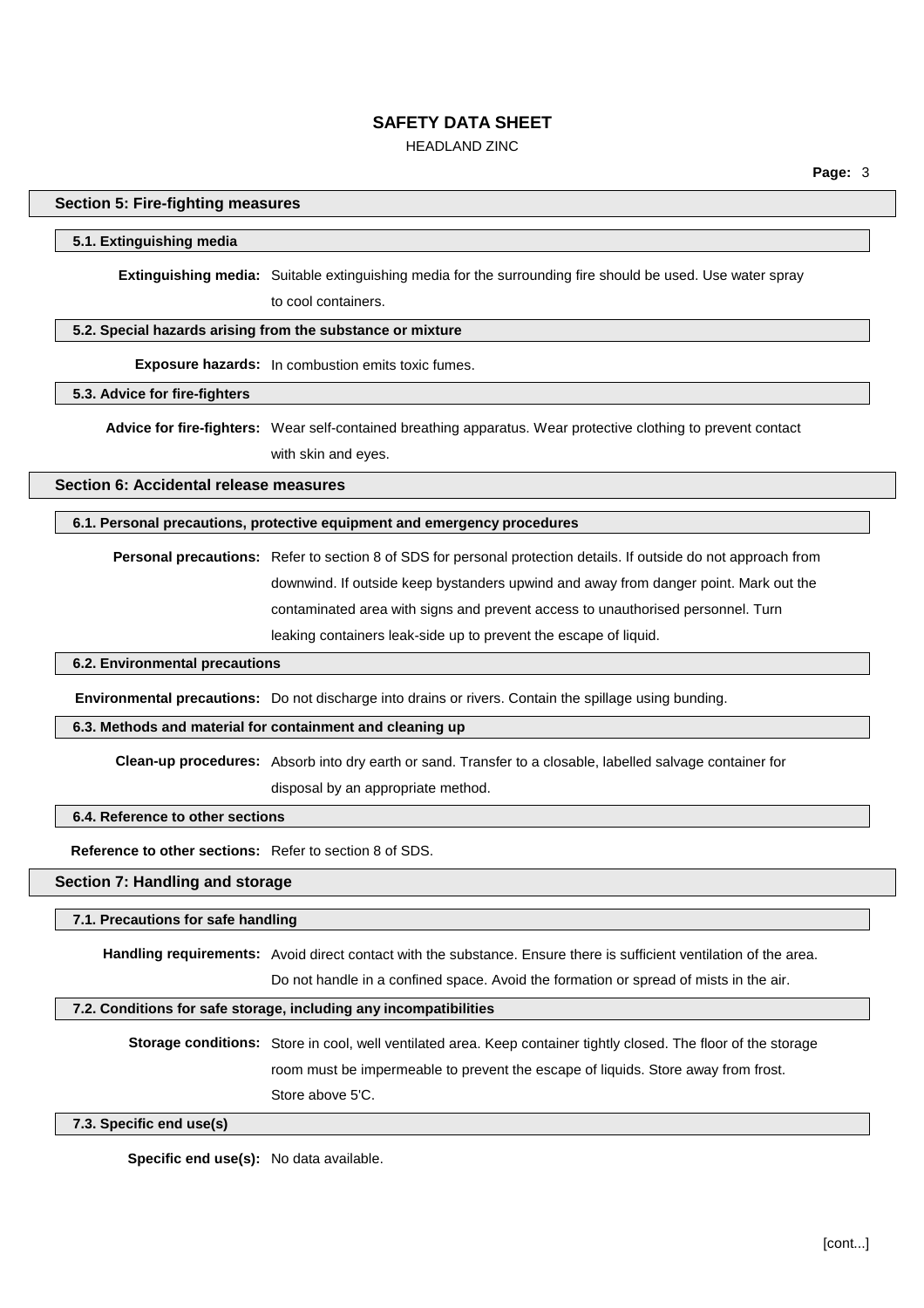## Section 5: Fire-fighting measures

### 5.1. Extinguishing media

**Extinguishing media:** Suitable extinguishing media for the surrounding fire should be used. Use water spray to cool containers.

### 5.2. Special hazards arising from the substance or mixture

**Exposure hazards:** In combustion emits toxic fumes.

### 5.3. Advice for fire-fighters

**Advice for fire-fighters:** Wear self-contained breathing apparatus. Wear protective clothing to prevent contact with skin and eyes.

## Section 6: Accidental release measures

### 6.1. Personal precautions, protective equipment and emergency procedures

**Personal precautions:** Refer to section 8 of SDS for personal protection details. If outside do not approach from downwind. If outside keep bystanders upwind and away from danger point. Mark out the contaminated area with signs and prevent access to unauthorised personnel. Turn leaking containers leak-side up to prevent the escape of liquid.

### 6.2. Environmental precautions

**Environmental precautions:** Do not discharge into drains or rivers. Contain the spillage using bunding.

### 6.3. Methods and material for containment and cleaning up

**Clean-up procedures:** Absorb into dry earth or sand. Transfer to a closable, labelled salvage container for disposal by an appropriate method.

### 6.4. Reference to other sections

**Reference to other sections:** Refer to section 8 of SDS.

## Section 7: Handling and storage

### 7.1. Precautions for safe handling

**Handling requirements:** Avoid direct contact with the substance. Ensure there is sufficient ventilation of the area. Do not handle in a confined space. Avoid the formation or spread of mists in the air.

### 7.2. Conditions for safe storage, including any incompatibilities

**Storage conditions:** Store in cool, well ventilated area. Keep container tightly closed. The floor of the storage room must be impermeable to prevent the escape of liquids. Store away from frost. Store above 5'C.

### 7.3. Specific end use(s)

**Specific end use(s):** No data available.

[cont...]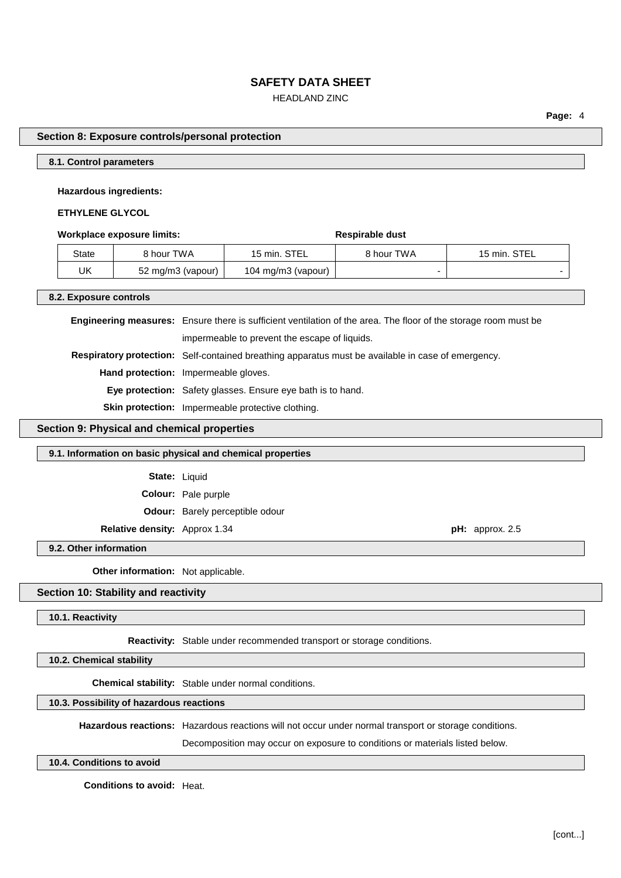## Section 8: Exposure controls/personal protection

### 8.1. Control parameters

**Hazardous ingredients:**

**ETHYLENE GLYCOL**

**Workplace exposure limits:** **Respirable dust**

| State | 8 hour TWA | 15 min. STEL | 8 hour TWA | 15 min. STEL |
|---|---|---|---|---|
| UK | 52 mg/m3 (vapour) | 104 mg/m3 (vapour) | - | - |

### 8.2. Exposure controls

**Engineering measures:** Ensure there is sufficient ventilation of the area. The floor of the storage room must be impermeable to prevent the escape of liquids.

**Respiratory protection:** Self-contained breathing apparatus must be available in case of emergency.

**Hand protection:** Impermeable gloves.

**Eye protection:** Safety glasses. Ensure eye bath is to hand.

**Skin protection:** Impermeable protective clothing.

## Section 9: Physical and chemical properties

### 9.1. Information on basic physical and chemical properties

**State:** Liquid

**Colour:** Pale purple

**Odour:** Barely perceptible odour

**Relative density:** Approx 1.34

**pH:** approx. 2.5

### 9.2. Other information

**Other information:** Not applicable.

## Section 10: Stability and reactivity

### 10.1. Reactivity

**Reactivity:** Stable under recommended transport or storage conditions.

### 10.2. Chemical stability

**Chemical stability:** Stable under normal conditions.

### 10.3. Possibility of hazardous reactions

**Hazardous reactions:** Hazardous reactions will not occur under normal transport or storage conditions. Decomposition may occur on exposure to conditions or materials listed below.

### 10.4. Conditions to avoid

**Conditions to avoid:** Heat.

[cont...]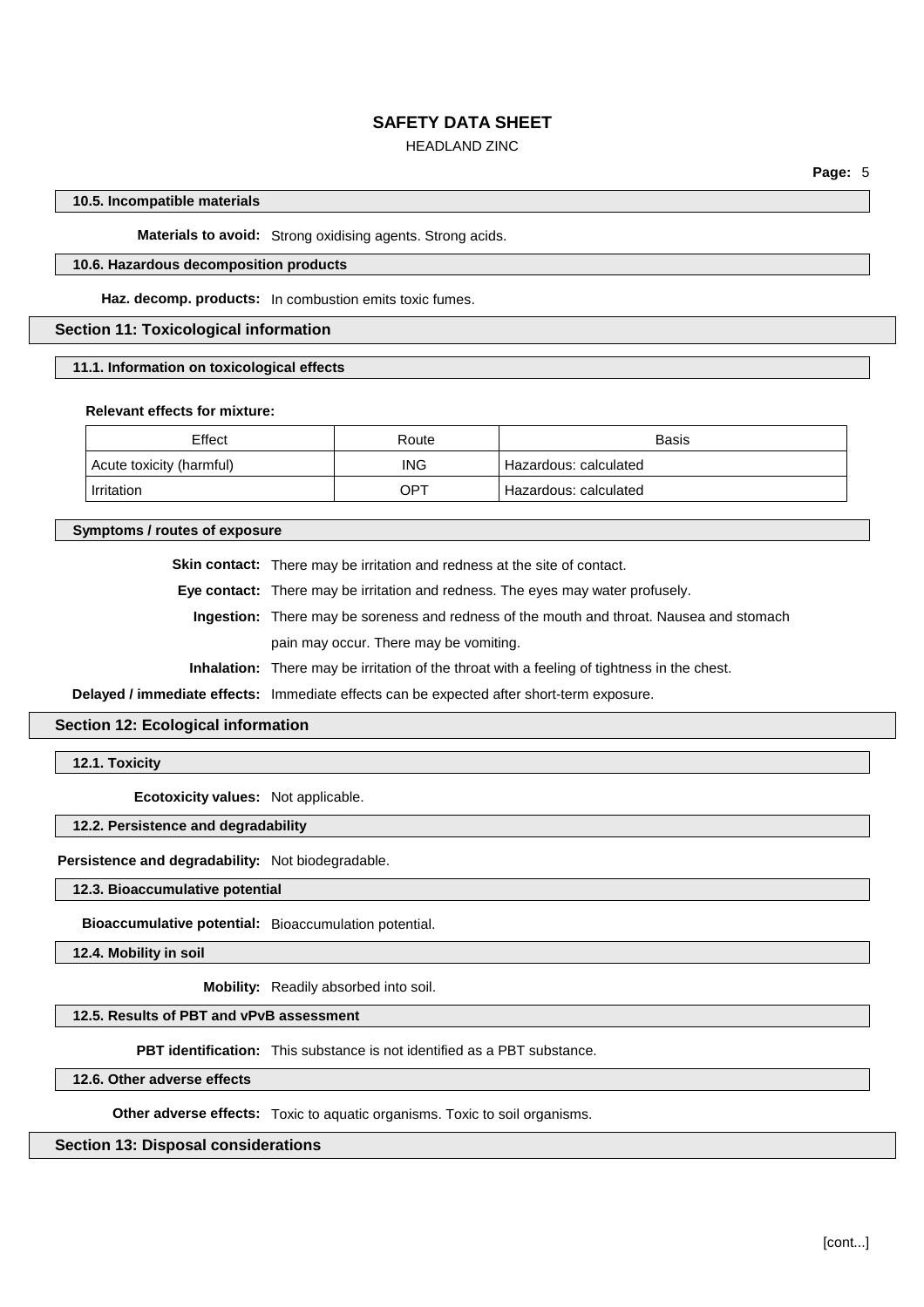#### 10.5. Incompatible materials

**Materials to avoid:** Strong oxidising agents. Strong acids.

#### 10.6. Hazardous decomposition products

**Haz. decomp. products:** In combustion emits toxic fumes.

## Section 11: Toxicological information

#### 11.1. Information on toxicological effects

**Relevant effects for mixture:**

| Effect | Route | Basis |
|---|---|---|
| Acute toxicity (harmful) | ING | Hazardous: calculated |
| Irritation | OPT | Hazardous: calculated |

#### Symptoms / routes of exposure

**Skin contact:** There may be irritation and redness at the site of contact.

**Eye contact:** There may be irritation and redness. The eyes may water profusely.

**Ingestion:** There may be soreness and redness of the mouth and throat. Nausea and stomach pain may occur. There may be vomiting.

**Inhalation:** There may be irritation of the throat with a feeling of tightness in the chest.

**Delayed / immediate effects:** Immediate effects can be expected after short-term exposure.

## Section 12: Ecological information

#### 12.1. Toxicity

**Ecotoxicity values:** Not applicable.

#### 12.2. Persistence and degradability

**Persistence and degradability:** Not biodegradable.

#### 12.3. Bioaccumulative potential

**Bioaccumulative potential:** Bioaccumulation potential.

#### 12.4. Mobility in soil

**Mobility:** Readily absorbed into soil.

#### 12.5. Results of PBT and vPvB assessment

**PBT identification:** This substance is not identified as a PBT substance.

#### 12.6. Other adverse effects

**Other adverse effects:** Toxic to aquatic organisms. Toxic to soil organisms.

## Section 13: Disposal considerations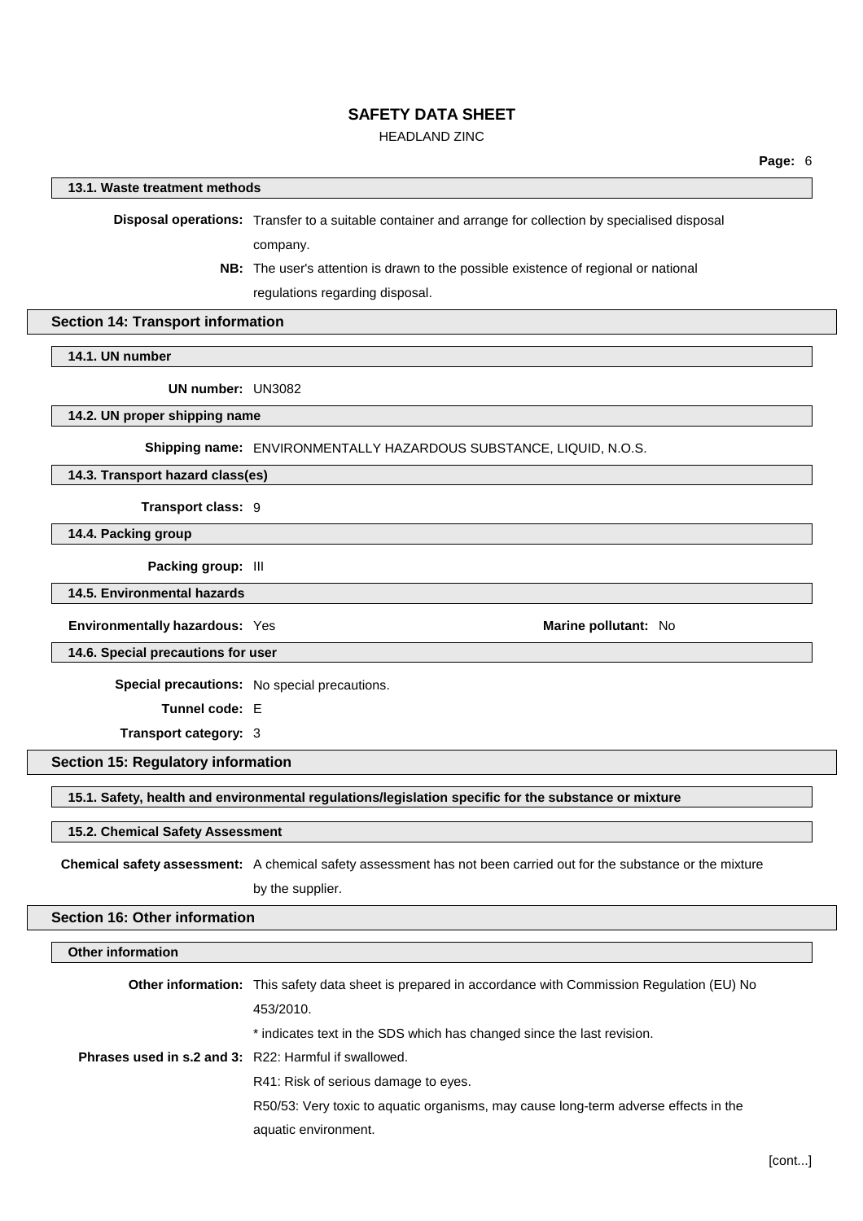### 13.1. Waste treatment methods

**Disposal operations:** Transfer to a suitable container and arrange for collection by specialised disposal company.

**NB:** The user's attention is drawn to the possible existence of regional or national regulations regarding disposal.

## Section 14: Transport information

### 14.1. UN number

**UN number:** UN3082

### 14.2. UN proper shipping name

**Shipping name:** ENVIRONMENTALLY HAZARDOUS SUBSTANCE, LIQUID, N.O.S.

### 14.3. Transport hazard class(es)

**Transport class:** 9

### 14.4. Packing group

**Packing group:** III

### 14.5. Environmental hazards

**Environmentally hazardous:** Yes

**Marine pollutant:** No

### 14.6. Special precautions for user

**Special precautions:** No special precautions.

**Tunnel code:** E

**Transport category:** 3

## Section 15: Regulatory information

### 15.1. Safety, health and environmental regulations/legislation specific for the substance or mixture

### 15.2. Chemical Safety Assessment

**Chemical safety assessment:** A chemical safety assessment has not been carried out for the substance or the mixture by the supplier.

## Section 16: Other information

### Other information

**Other information:** This safety data sheet is prepared in accordance with Commission Regulation (EU) No 453/2010.

* indicates text in the SDS which has changed since the last revision.

**Phrases used in s.2 and 3:** R22: Harmful if swallowed.

R41: Risk of serious damage to eyes.

R50/53: Very toxic to aquatic organisms, may cause long-term adverse effects in the aquatic environment.

[cont...]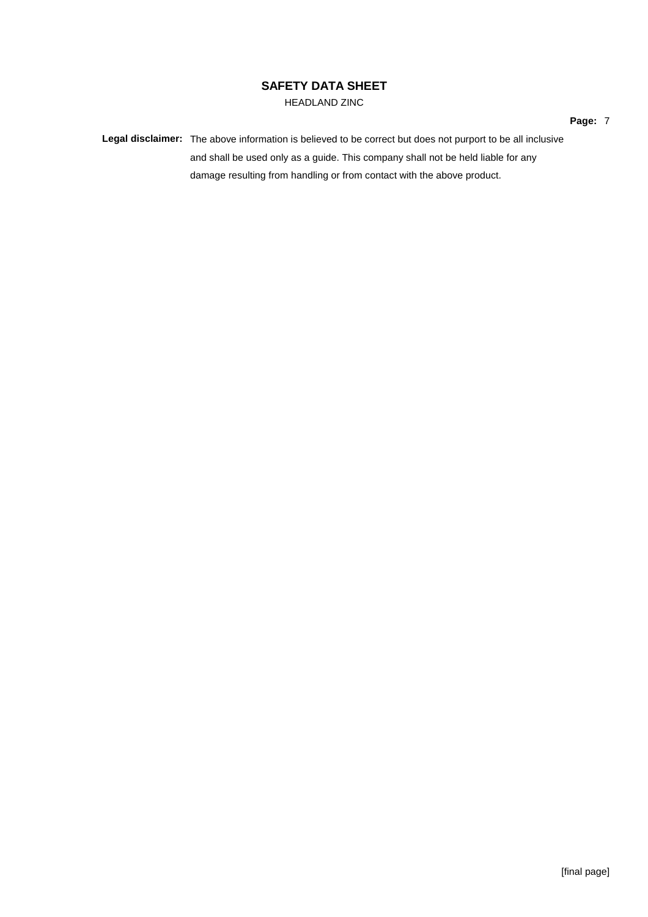**Legal disclaimer:** The above information is believed to be correct but does not purport to be all inclusive and shall be used only as a guide. This company shall not be held liable for any damage resulting from handling or from contact with the above product.

[final page]